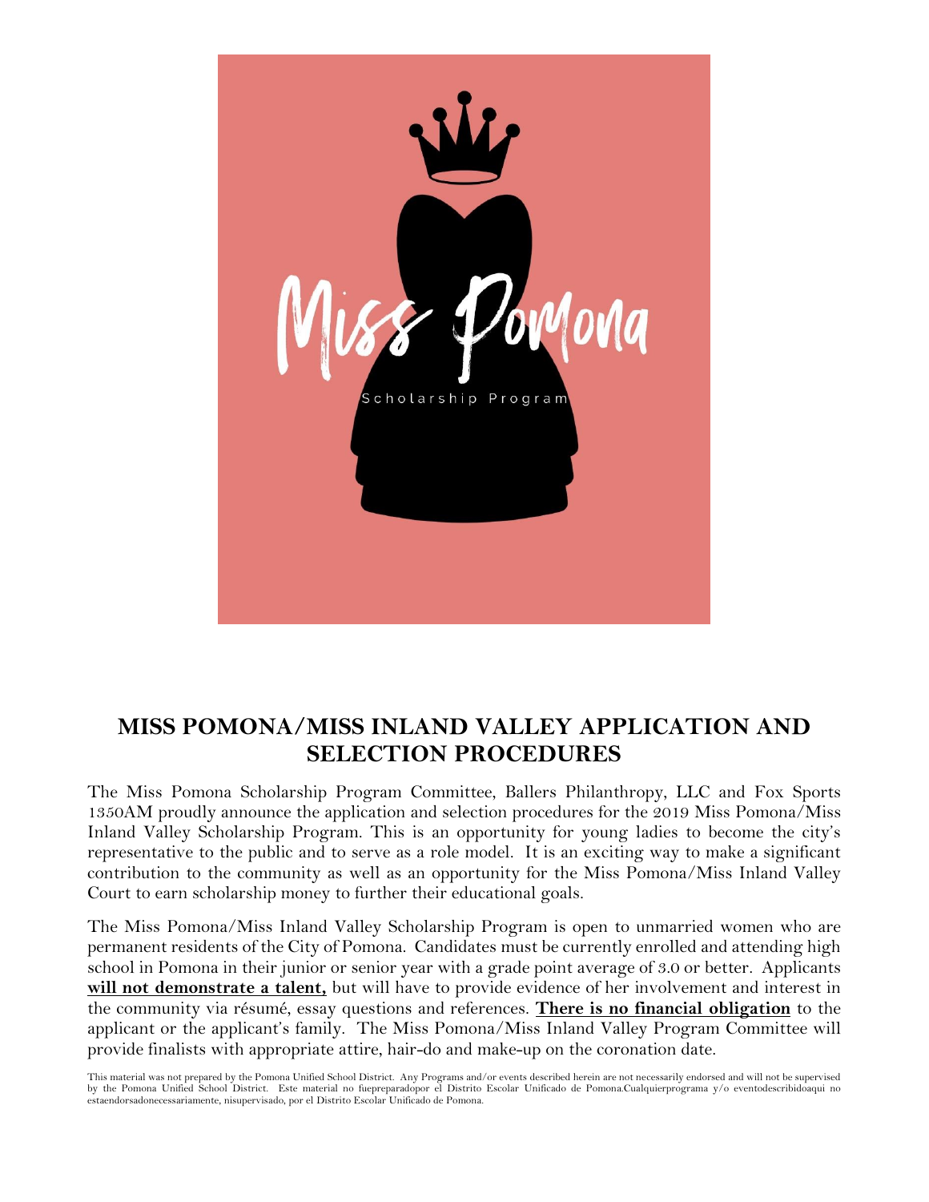Miss Pomona

Scholarship Program

# MISS POMONA/MISS INLAND VALLEY APPLICATION AND SELECTION PROCEDURES

The Miss Pomona Scholarship Program Committee, Ballers Philanthropy, LLC and Fox Sports 1350AM proudly announce the application and selection procedures for the 2019 Miss Pomona/Miss Inland Valley Scholarship Program. This is an opportunity for young ladies to become the city's representative to the public and to serve as a role model. It is an exciting way to make a significant contribution to the community as well as an opportunity for the Miss Pomona/Miss Inland Valley Court to earn scholarship money to further their educational goals.

The Miss Pomona/Miss Inland Valley Scholarship Program is open to unmarried women who are permanent residents of the City of Pomona. Candidates must be currently enrolled and attending high school in Pomona in their junior or senior year with a grade point average of 3.0 or better. Applicants **will not demonstrate a talent,** but will have to provide evidence of her involvement and interest in the community via résumé, essay questions and references. **There is no financial obligation** to the applicant or the applicant's family. The Miss Pomona/Miss Inland Valley Program Committee will provide finalists with appropriate attire, hair-do and make-up on the coronation date.

This material was not prepared by the Pomona Unified School District. Any Programs and/or events described herein are not necessarily endorsed and will not be supervised by the Pomona Unified School District. Este material no fuepreparadopor el Distrito Escolar Unificado de Pomona.Cualquierprograma y/o eventodescribidoaqui no estaendorsadonecessariamente, nisupervisado, por el Distrito Escolar Unificado de Pomona.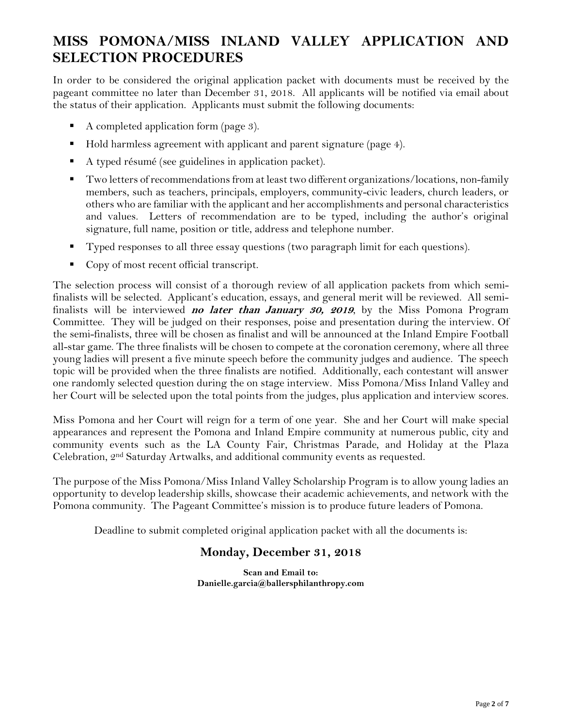# MISS POMONA/MISS INLAND VALLEY APPLICATION AND SELECTION PROCEDURES

In order to be considered the original application packet with documents must be received by the pageant committee no later than December 31, 2018. All applicants will be notified via email about the status of their application. Applicants must submit the following documents:

- A completed application form (page 3).
- Hold harmless agreement with applicant and parent signature (page 4).
- A typed résumé (see guidelines in application packet).
- Two letters of recommendations from at least two different organizations/locations, non-family members, such as teachers, principals, employers, community-civic leaders, church leaders, or others who are familiar with the applicant and her accomplishments and personal characteristics and values. Letters of recommendation are to be typed, including the author's original signature, full name, position or title, address and telephone number.
- Typed responses to all three essay questions (two paragraph limit for each questions).
- Copy of most recent official transcript.

The selection process will consist of a thorough review of all application packets from which semi-finalists will be selected. Applicant's education, essays, and general merit will be reviewed. All semi-finalists will be interviewed ***no later than January 30, 2019***, by the Miss Pomona Program Committee. They will be judged on their responses, poise and presentation during the interview. Of the semi-finalists, three will be chosen as finalist and will be announced at the Inland Empire Football all-star game. The three finalists will be chosen to compete at the coronation ceremony, where all three young ladies will present a five minute speech before the community judges and audience. The speech topic will be provided when the three finalists are notified. Additionally, each contestant will answer one randomly selected question during the on stage interview. Miss Pomona/Miss Inland Valley and her Court will be selected upon the total points from the judges, plus application and interview scores.

Miss Pomona and her Court will reign for a term of one year. She and her Court will make special appearances and represent the Pomona and Inland Empire community at numerous public, city and community events such as the LA County Fair, Christmas Parade, and Holiday at the Plaza Celebration, 2nd Saturday Artwalks, and additional community events as requested.

The purpose of the Miss Pomona/Miss Inland Valley Scholarship Program is to allow young ladies an opportunity to develop leadership skills, showcase their academic achievements, and network with the Pomona community. The Pageant Committee's mission is to produce future leaders of Pomona.

Deadline to submit completed original application packet with all the documents is:

## Monday, December 31, 2018

**Scan and Email to:**
**Danielle.garcia@ballersphilanthropy.com**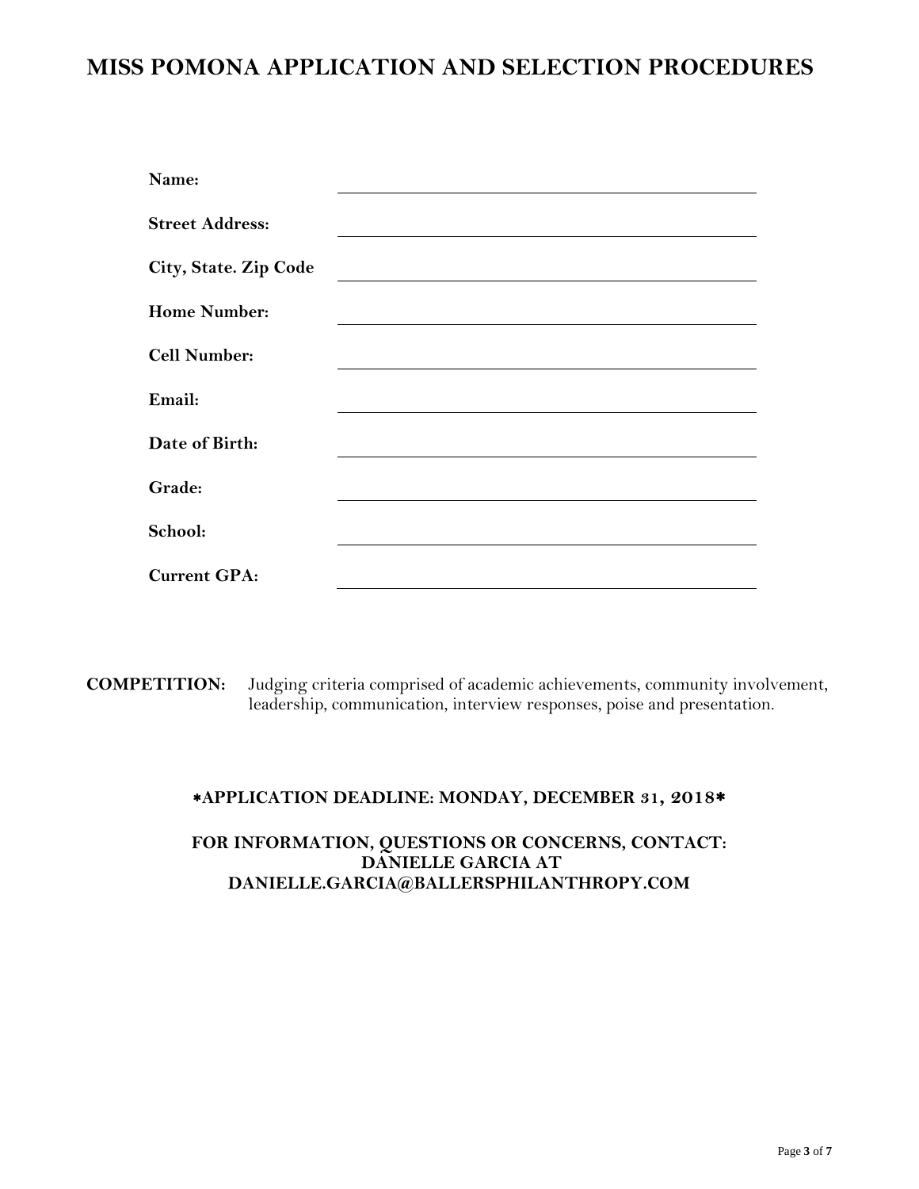# MISS POMONA APPLICATION AND SELECTION PROCEDURES

**Name:** ______________________________

**Street Address:** ______________________________

**City, State. Zip Code** ______________________________

**Home Number:** ______________________________

**Cell Number:** ______________________________

**Email:** ______________________________

**Date of Birth:** ______________________________

**Grade:** ______________________________

**School:** ______________________________

**Current GPA:** ______________________________

**COMPETITION:** Judging criteria comprised of academic achievements, community involvement, leadership, communication, interview responses, poise and presentation.

**\*APPLICATION DEADLINE: MONDAY, DECEMBER 31, 2018\***

**FOR INFORMATION, QUESTIONS OR CONCERNS, CONTACT:**
**DANIELLE GARCIA AT**
**DANIELLE.GARCIA@BALLERSPHILANTHROPY.COM**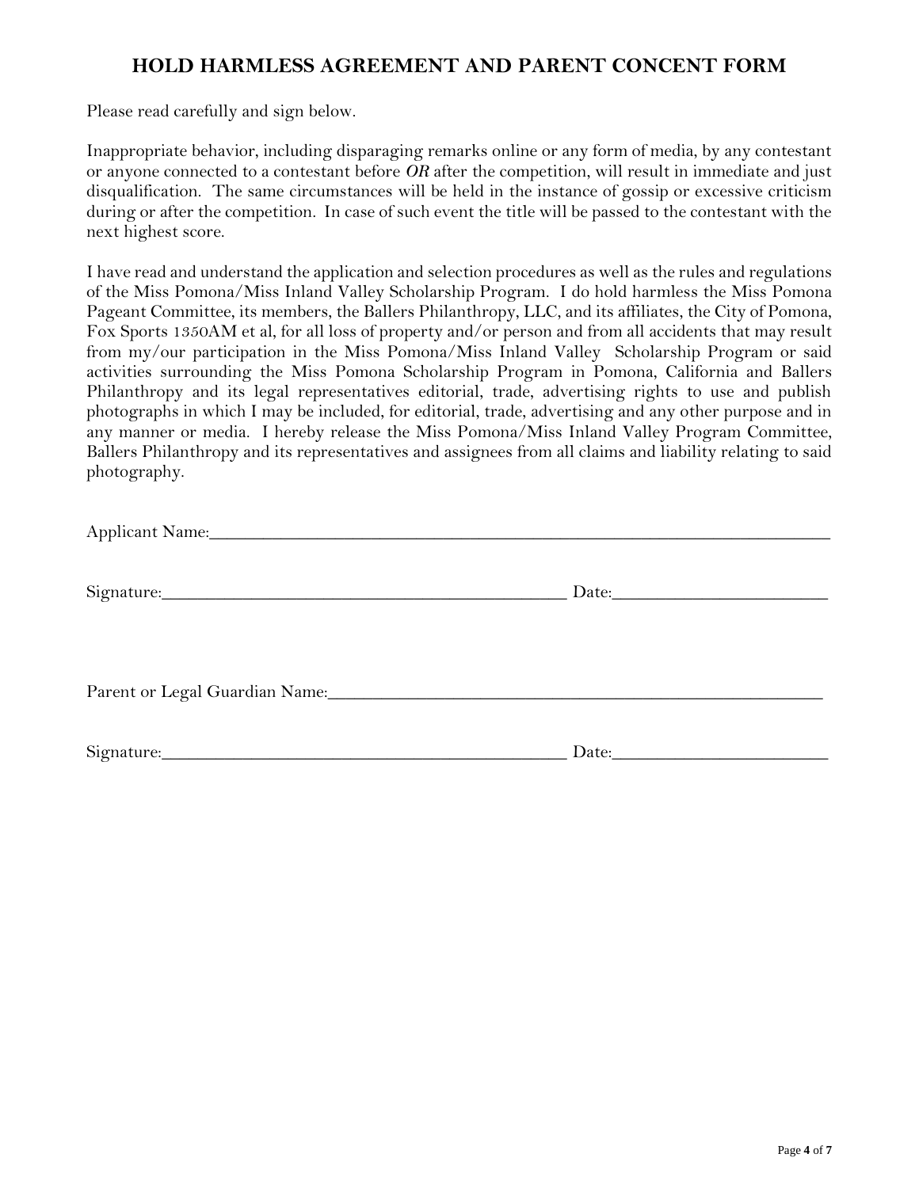# HOLD HARMLESS AGREEMENT AND PARENT CONCENT FORM

Please read carefully and sign below.

Inappropriate behavior, including disparaging remarks online or any form of media, by any contestant or anyone connected to a contestant before *OR* after the competition, will result in immediate and just disqualification. The same circumstances will be held in the instance of gossip or excessive criticism during or after the competition. In case of such event the title will be passed to the contestant with the next highest score.

I have read and understand the application and selection procedures as well as the rules and regulations of the Miss Pomona/Miss Inland Valley Scholarship Program. I do hold harmless the Miss Pomona Pageant Committee, its members, the Ballers Philanthropy, LLC, and its affiliates, the City of Pomona, Fox Sports 1350AM et al, for all loss of property and/or person and from all accidents that may result from my/our participation in the Miss Pomona/Miss Inland Valley Scholarship Program or said activities surrounding the Miss Pomona Scholarship Program in Pomona, California and Ballers Philanthropy and its legal representatives editorial, trade, advertising rights to use and publish photographs in which I may be included, for editorial, trade, advertising and any other purpose and in any manner or media. I hereby release the Miss Pomona/Miss Inland Valley Program Committee, Ballers Philanthropy and its representatives and assignees from all claims and liability relating to said photography.

Applicant Name:_______________________________________________________________

Signature:_________________________________________ Date:____________________

Parent or Legal Guardian Name:_______________________________________________

Signature:_________________________________________ Date:____________________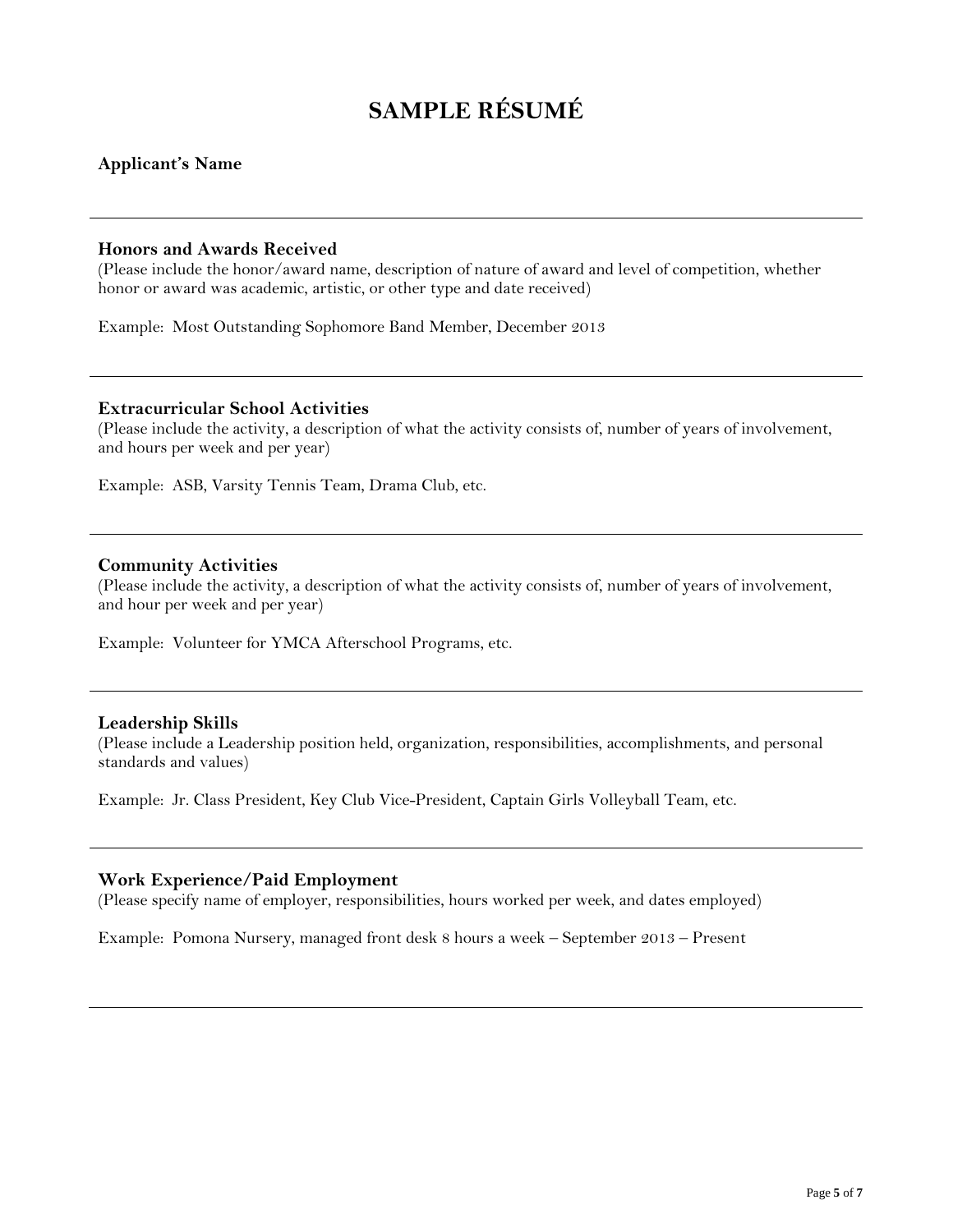# SAMPLE RÉSUMÉ

**Applicant's Name**

---

**Honors and Awards Received**

(Please include the honor/award name, description of nature of award and level of competition, whether honor or award was academic, artistic, or other type and date received)

Example: Most Outstanding Sophomore Band Member, December 2013

---

**Extracurricular School Activities**

(Please include the activity, a description of what the activity consists of, number of years of involvement, and hours per week and per year)

Example: ASB, Varsity Tennis Team, Drama Club, etc.

---

**Community Activities**

(Please include the activity, a description of what the activity consists of, number of years of involvement, and hour per week and per year)

Example: Volunteer for YMCA Afterschool Programs, etc.

---

**Leadership Skills**

(Please include a Leadership position held, organization, responsibilities, accomplishments, and personal standards and values)

Example: Jr. Class President, Key Club Vice-President, Captain Girls Volleyball Team, etc.

---

**Work Experience/Paid Employment**

(Please specify name of employer, responsibilities, hours worked per week, and dates employed)

Example: Pomona Nursery, managed front desk 8 hours a week – September 2013 – Present

---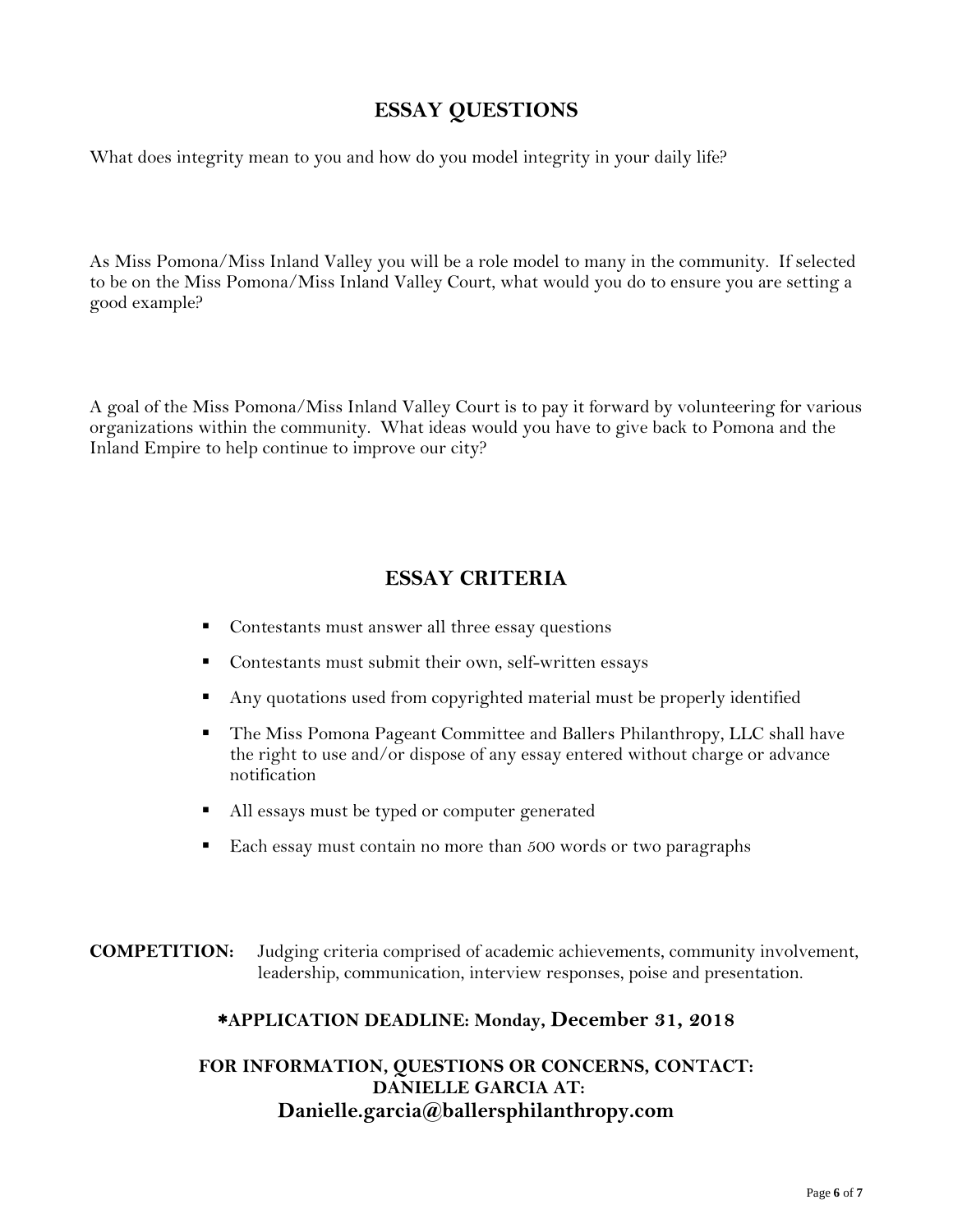## ESSAY QUESTIONS

What does integrity mean to you and how do you model integrity in your daily life?

As Miss Pomona/Miss Inland Valley you will be a role model to many in the community. If selected to be on the Miss Pomona/Miss Inland Valley Court, what would you do to ensure you are setting a good example?

A goal of the Miss Pomona/Miss Inland Valley Court is to pay it forward by volunteering for various organizations within the community. What ideas would you have to give back to Pomona and the Inland Empire to help continue to improve our city?

## ESSAY CRITERIA

- Contestants must answer all three essay questions
- Contestants must submit their own, self-written essays
- Any quotations used from copyrighted material must be properly identified
- The Miss Pomona Pageant Committee and Ballers Philanthropy, LLC shall have the right to use and/or dispose of any essay entered without charge or advance notification
- All essays must be typed or computer generated
- Each essay must contain no more than 500 words or two paragraphs

**COMPETITION:** Judging criteria comprised of academic achievements, community involvement, leadership, communication, interview responses, poise and presentation.

**\*APPLICATION DEADLINE: Monday, December 31, 2018**

**FOR INFORMATION, QUESTIONS OR CONCERNS, CONTACT: DANIELLE GARCIA AT:**
**Danielle.garcia@ballersphilanthropy.com**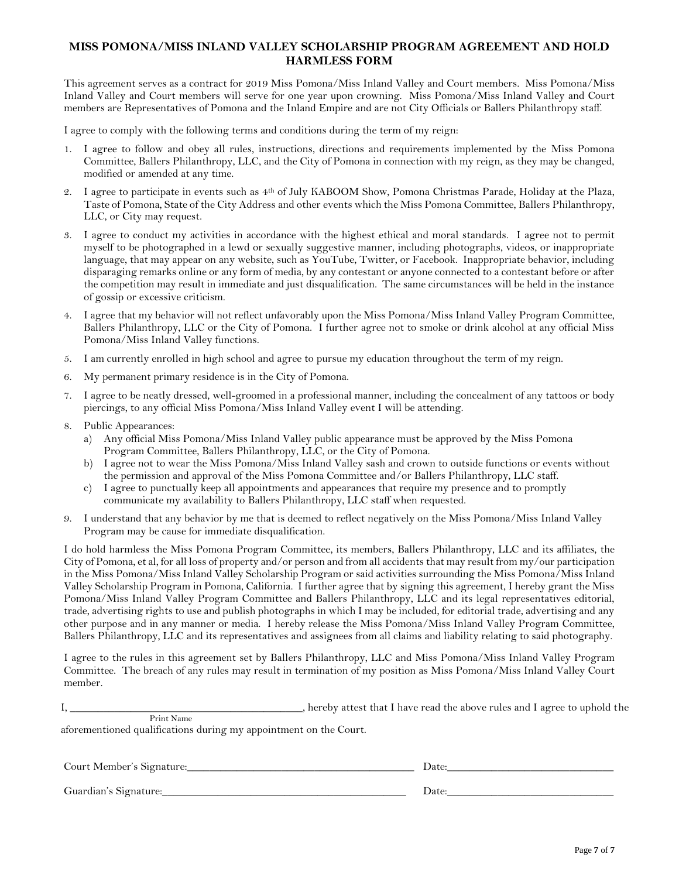# MISS POMONA/MISS INLAND VALLEY SCHOLARSHIP PROGRAM AGREEMENT AND HOLD HARMLESS FORM

This agreement serves as a contract for 2019 Miss Pomona/Miss Inland Valley and Court members. Miss Pomona/Miss Inland Valley and Court members will serve for one year upon crowning. Miss Pomona/Miss Inland Valley and Court members are Representatives of Pomona and the Inland Empire and are not City Officials or Ballers Philanthropy staff.

I agree to comply with the following terms and conditions during the term of my reign:

1. I agree to follow and obey all rules, instructions, directions and requirements implemented by the Miss Pomona Committee, Ballers Philanthropy, LLC, and the City of Pomona in connection with my reign, as they may be changed, modified or amended at any time.
2. I agree to participate in events such as 4th of July KABOOM Show, Pomona Christmas Parade, Holiday at the Plaza, Taste of Pomona, State of the City Address and other events which the Miss Pomona Committee, Ballers Philanthropy, LLC, or City may request.
3. I agree to conduct my activities in accordance with the highest ethical and moral standards. I agree not to permit myself to be photographed in a lewd or sexually suggestive manner, including photographs, videos, or inappropriate language, that may appear on any website, such as YouTube, Twitter, or Facebook. Inappropriate behavior, including disparaging remarks online or any form of media, by any contestant or anyone connected to a contestant before or after the competition may result in immediate and just disqualification. The same circumstances will be held in the instance of gossip or excessive criticism.
4. I agree that my behavior will not reflect unfavorably upon the Miss Pomona/Miss Inland Valley Program Committee, Ballers Philanthropy, LLC or the City of Pomona. I further agree not to smoke or drink alcohol at any official Miss Pomona/Miss Inland Valley functions.
5. I am currently enrolled in high school and agree to pursue my education throughout the term of my reign.
6. My permanent primary residence is in the City of Pomona.
7. I agree to be neatly dressed, well-groomed in a professional manner, including the concealment of any tattoos or body piercings, to any official Miss Pomona/Miss Inland Valley event I will be attending.
8. Public Appearances:
   a) Any official Miss Pomona/Miss Inland Valley public appearance must be approved by the Miss Pomona Program Committee, Ballers Philanthropy, LLC, or the City of Pomona.
   b) I agree not to wear the Miss Pomona/Miss Inland Valley sash and crown to outside functions or events without the permission and approval of the Miss Pomona Committee and/or Ballers Philanthropy, LLC staff.
   c) I agree to punctually keep all appointments and appearances that require my presence and to promptly communicate my availability to Ballers Philanthropy, LLC staff when requested.
9. I understand that any behavior by me that is deemed to reflect negatively on the Miss Pomona/Miss Inland Valley Program may be cause for immediate disqualification.

I do hold harmless the Miss Pomona Program Committee, its members, Ballers Philanthropy, LLC and its affiliates, the City of Pomona, et al, for all loss of property and/or person and from all accidents that may result from my/our participation in the Miss Pomona/Miss Inland Valley Scholarship Program or said activities surrounding the Miss Pomona/Miss Inland Valley Scholarship Program in Pomona, California. I further agree that by signing this agreement, I hereby grant the Miss Pomona/Miss Inland Valley Program Committee and Ballers Philanthropy, LLC and its legal representatives editorial, trade, advertising rights to use and publish photographs in which I may be included, for editorial trade, advertising and any other purpose and in any manner or media. I hereby release the Miss Pomona/Miss Inland Valley Program Committee, Ballers Philanthropy, LLC and its representatives and assignees from all claims and liability relating to said photography.

I agree to the rules in this agreement set by Ballers Philanthropy, LLC and Miss Pomona/Miss Inland Valley Program Committee. The breach of any rules may result in termination of my position as Miss Pomona/Miss Inland Valley Court member.

I, ________________________________________, hereby attest that I have read the above rules and I agree to uphold the
Print Name
aforementioned qualifications during my appointment on the Court.

Court Member's Signature:________________________________________ Date:______________________________

Guardian's Signature:____________________________________________ Date:______________________________